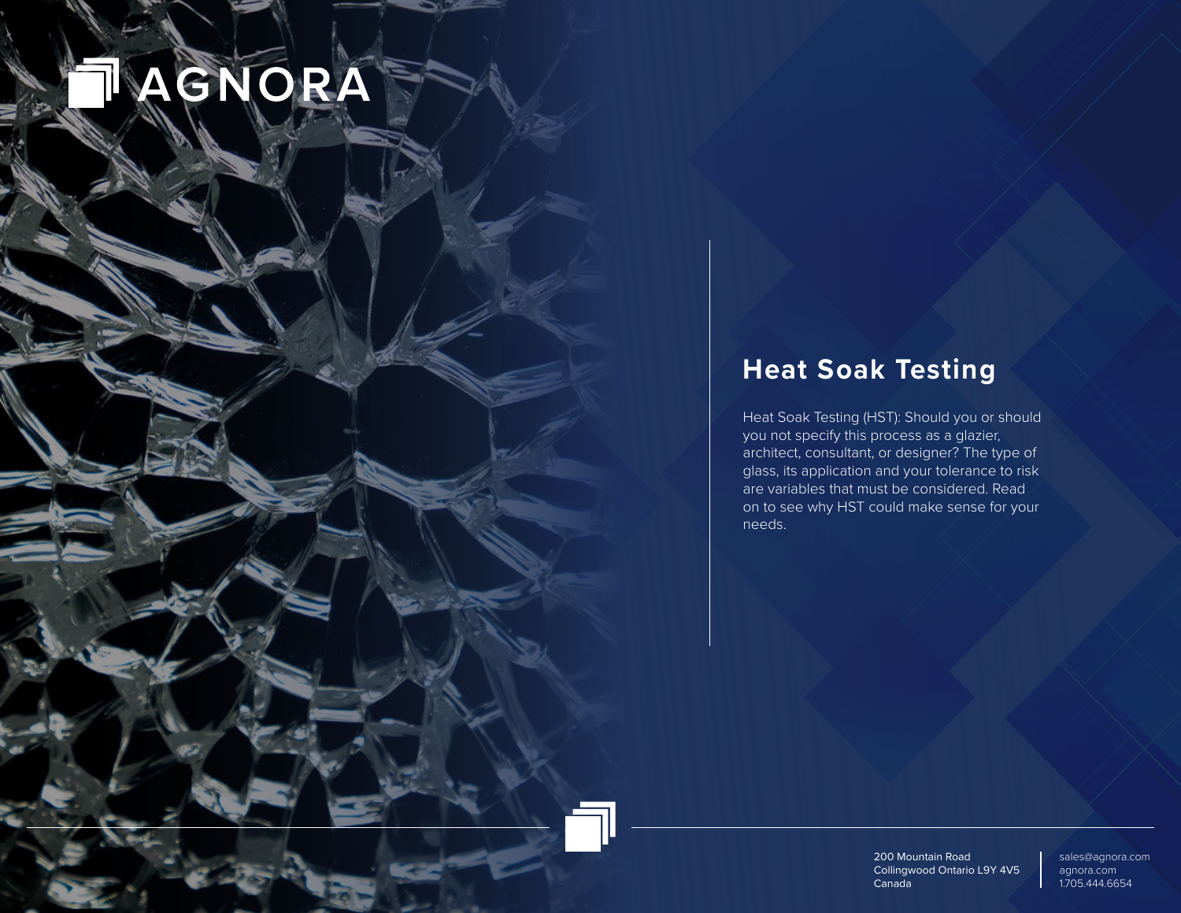AGNORA

# Heat Soak Testing

Heat Soak Testing (HST): Should you or should you not specify this process as a glazier, architect, consultant, or designer? The type of glass, its application and your tolerance to risk are variables that must be considered. Read on to see why HST could make sense for your needs.

200 Mountain Road
Collingwood Ontario L9Y 4V5
Canada

sales@agnora.com
agnora.com
1.705.444.6654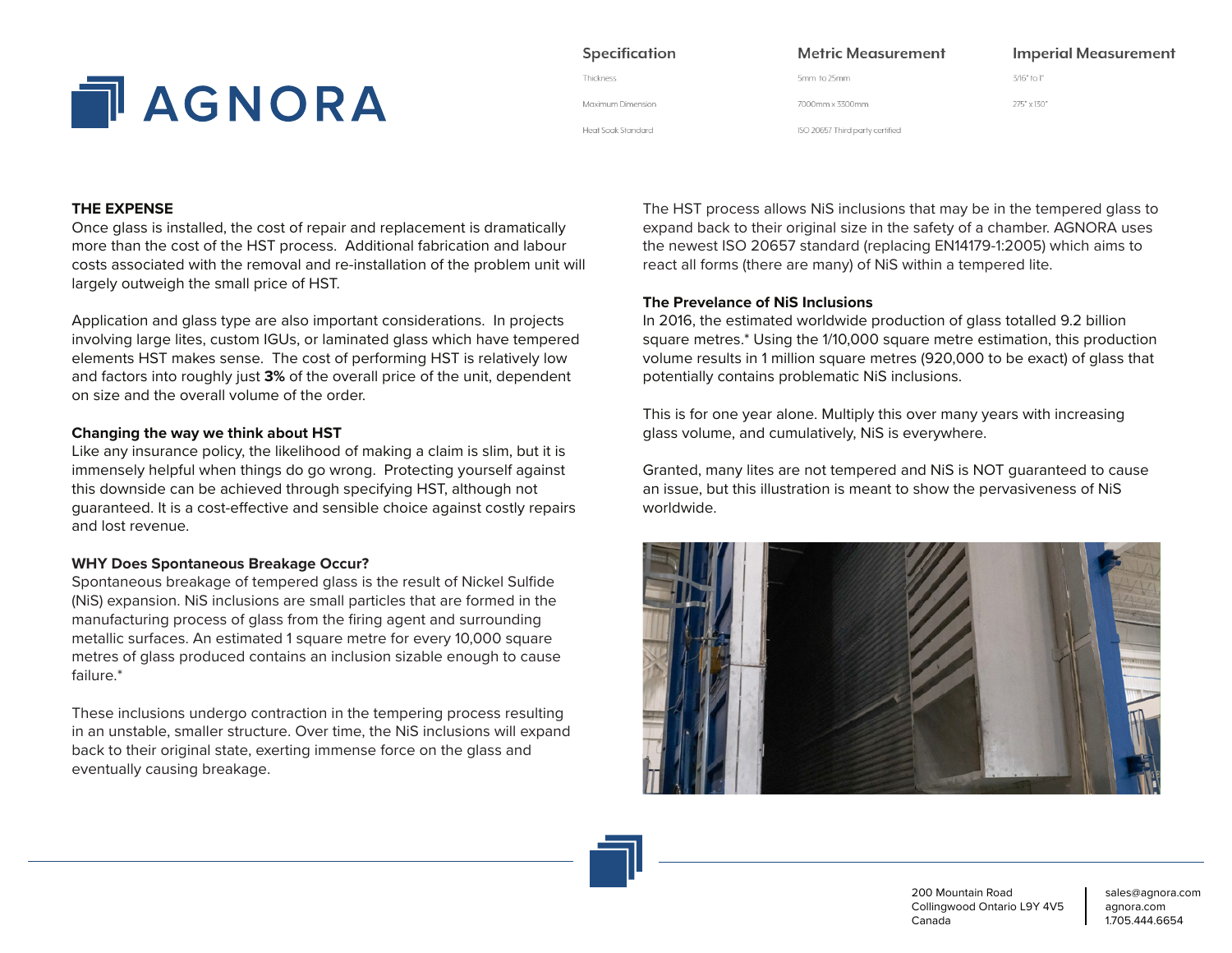# AGNORA

| Specification | Metric Measurement | Imperial Measurement |
| --- | --- | --- |
| Thickness | 5mm to 25mm | 3/16" to 1" |
| Maximum Dimension | 7000mm x 3300mm | 275" x 130" |
| Heat Soak Standard | ISO 20657 Third party certified | |

**THE EXPENSE**

Once glass is installed, the cost of repair and replacement is dramatically more than the cost of the HST process. Additional fabrication and labour costs associated with the removal and re-installation of the problem unit will largely outweigh the small price of HST.

Application and glass type are also important considerations. In projects involving large lites, custom IGUs, or laminated glass which have tempered elements HST makes sense. The cost of performing HST is relatively low and factors into roughly just **3%** of the overall price of the unit, dependent on size and the overall volume of the order.

**Changing the way we think about HST**

Like any insurance policy, the likelihood of making a claim is slim, but it is immensely helpful when things do go wrong. Protecting yourself against this downside can be achieved through specifying HST, although not guaranteed. It is a cost-effective and sensible choice against costly repairs and lost revenue.

**WHY Does Spontaneous Breakage Occur?**

Spontaneous breakage of tempered glass is the result of Nickel Sulfide (NiS) expansion. NiS inclusions are small particles that are formed in the manufacturing process of glass from the firing agent and surrounding metallic surfaces. An estimated 1 square metre for every 10,000 square metres of glass produced contains an inclusion sizable enough to cause failure.*

These inclusions undergo contraction in the tempering process resulting in an unstable, smaller structure. Over time, the NiS inclusions will expand back to their original state, exerting immense force on the glass and eventually causing breakage.

The HST process allows NiS inclusions that may be in the tempered glass to expand back to their original size in the safety of a chamber. AGNORA uses the newest ISO 20657 standard (replacing EN14179-1:2005) which aims to react all forms (there are many) of NiS within a tempered lite.

**The Prevelance of NiS Inclusions**

In 2016, the estimated worldwide production of glass totalled 9.2 billion square metres.* Using the 1/10,000 square metre estimation, this production volume results in 1 million square metres (920,000 to be exact) of glass that potentially contains problematic NiS inclusions.

This is for one year alone. Multiply this over many years with increasing glass volume, and cumulatively, NiS is everywhere.

Granted, many lites are not tempered and NiS is NOT guaranteed to cause an issue, but this illustration is meant to show the pervasiveness of NiS worldwide.

200 Mountain Road
Collingwood Ontario L9Y 4V5
Canada

sales@agnora.com
agnora.com
1.705.444.6654